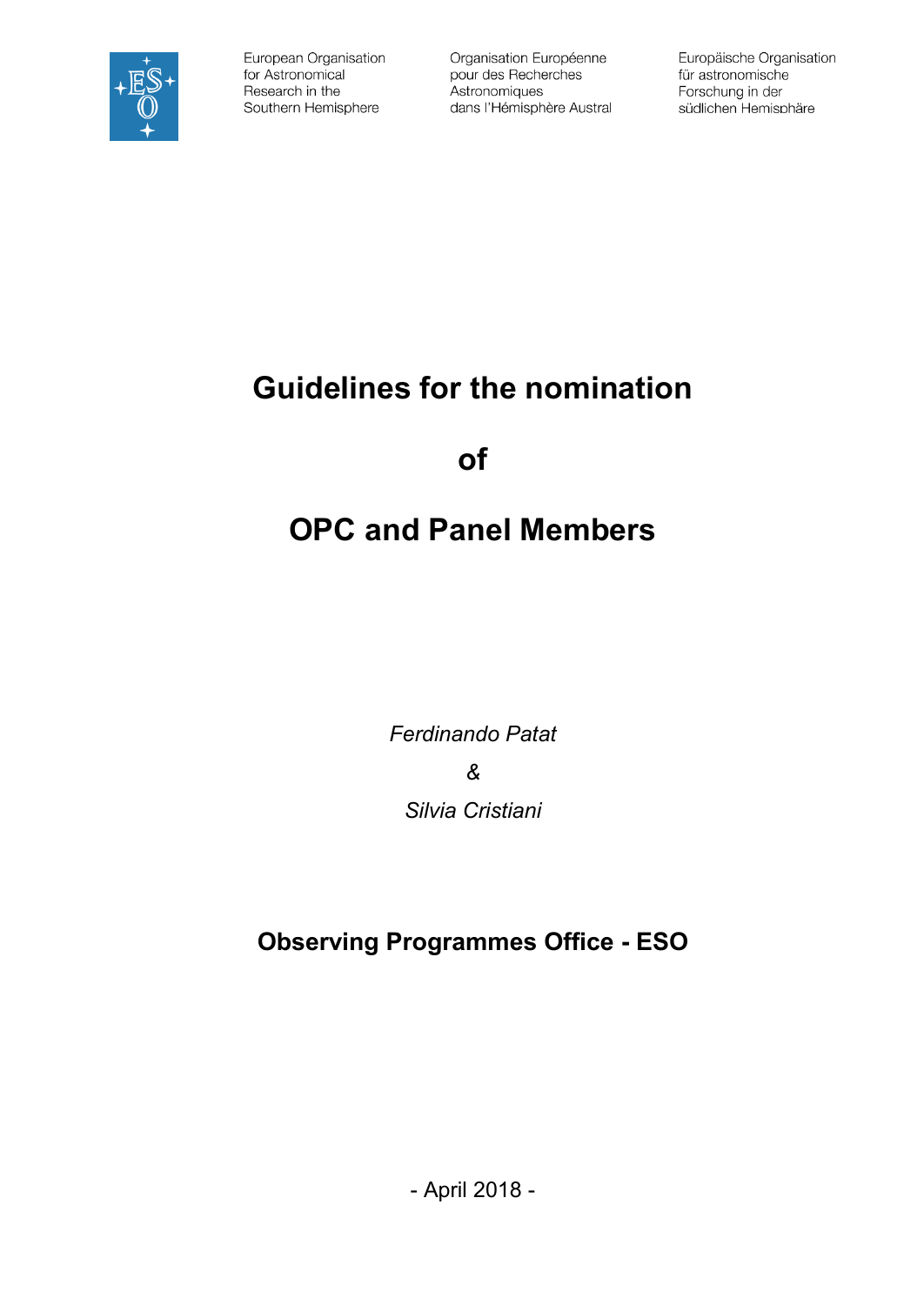European Organisation for Astronomical Research in the Southern Hemisphere

Organisation Européenne pour des Recherches Astronomiques dans l'Hémisphère Austral

Europäische Organisation für astronomische Forschung in der südlichen Hemisphäre

# Guidelines for the nomination

# of

# OPC and Panel Members

*Ferdinando Patat*

*&*

*Silvia Cristiani*

## Observing Programmes Office - ESO

- April 2018 -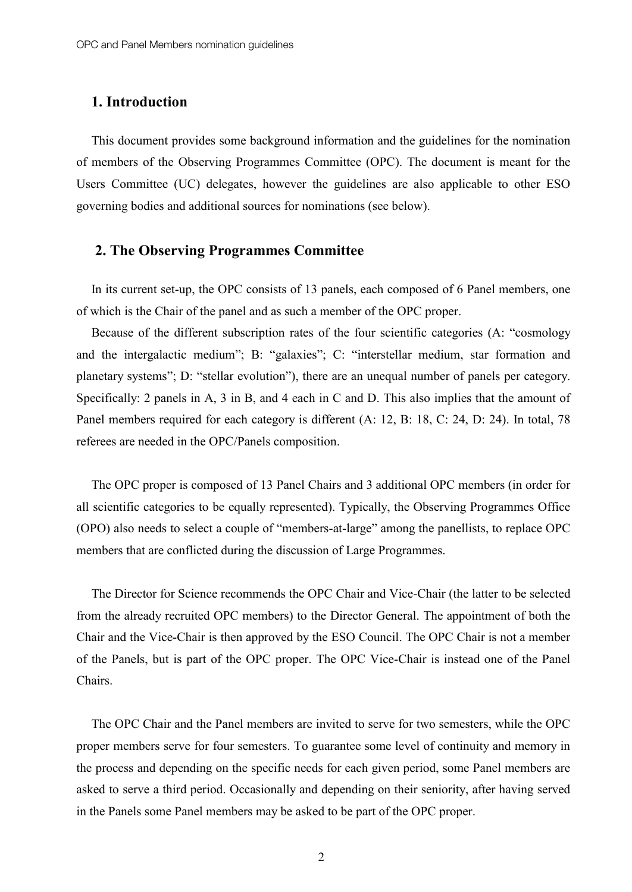## 1. Introduction

This document provides some background information and the guidelines for the nomination of members of the Observing Programmes Committee (OPC). The document is meant for the Users Committee (UC) delegates, however the guidelines are also applicable to other ESO governing bodies and additional sources for nominations (see below).

## 2. The Observing Programmes Committee

In its current set-up, the OPC consists of 13 panels, each composed of 6 Panel members, one of which is the Chair of the panel and as such a member of the OPC proper.

Because of the different subscription rates of the four scientific categories (A: "cosmology and the intergalactic medium"; B: "galaxies"; C: "interstellar medium, star formation and planetary systems"; D: "stellar evolution"), there are an unequal number of panels per category. Specifically: 2 panels in A, 3 in B, and 4 each in C and D. This also implies that the amount of Panel members required for each category is different (A: 12, B: 18, C: 24, D: 24). In total, 78 referees are needed in the OPC/Panels composition.

The OPC proper is composed of 13 Panel Chairs and 3 additional OPC members (in order for all scientific categories to be equally represented). Typically, the Observing Programmes Office (OPO) also needs to select a couple of "members-at-large" among the panellists, to replace OPC members that are conflicted during the discussion of Large Programmes.

The Director for Science recommends the OPC Chair and Vice-Chair (the latter to be selected from the already recruited OPC members) to the Director General. The appointment of both the Chair and the Vice-Chair is then approved by the ESO Council. The OPC Chair is not a member of the Panels, but is part of the OPC proper. The OPC Vice-Chair is instead one of the Panel Chairs.

The OPC Chair and the Panel members are invited to serve for two semesters, while the OPC proper members serve for four semesters. To guarantee some level of continuity and memory in the process and depending on the specific needs for each given period, some Panel members are asked to serve a third period. Occasionally and depending on their seniority, after having served in the Panels some Panel members may be asked to be part of the OPC proper.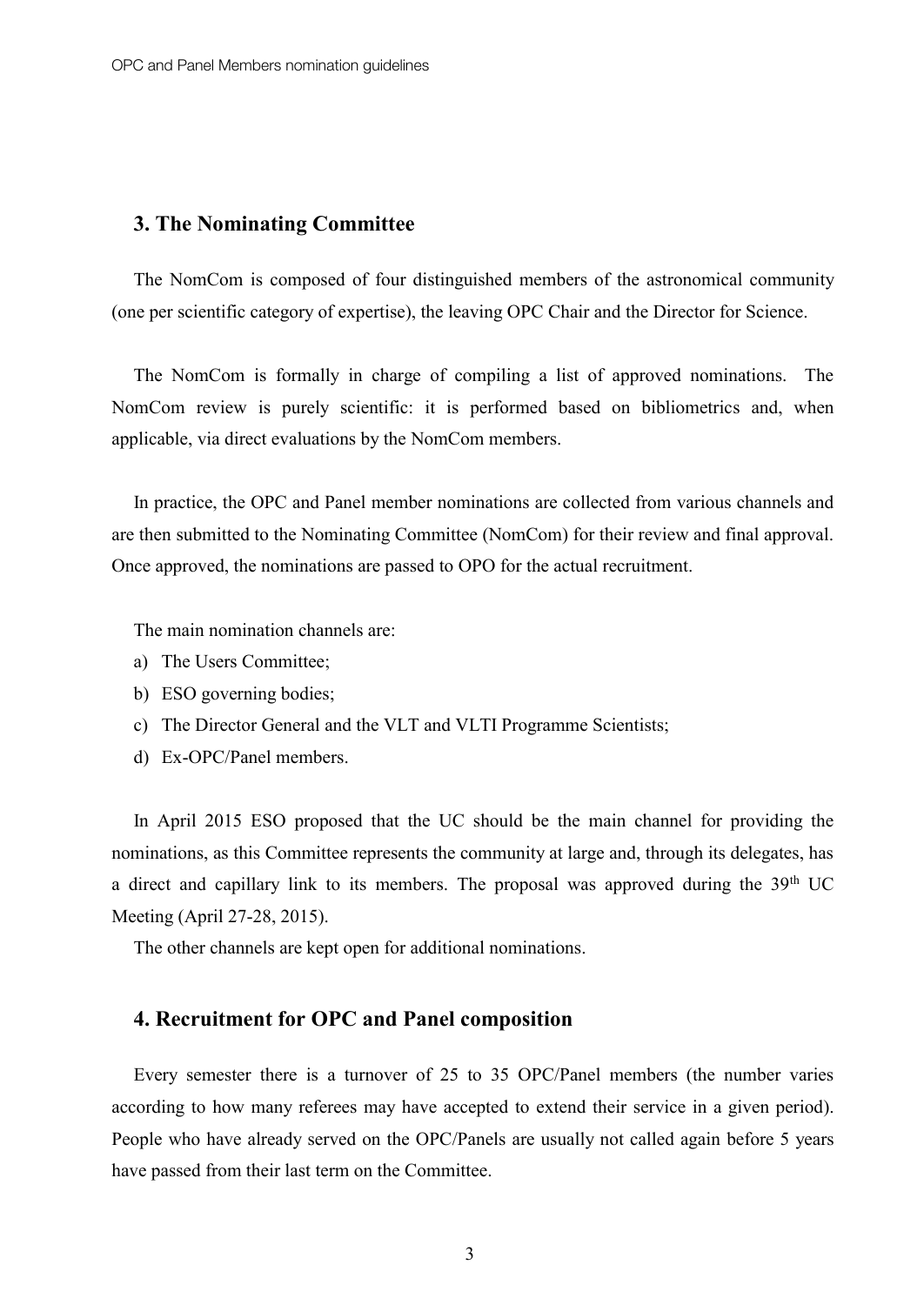## 3. The Nominating Committee

The NomCom is composed of four distinguished members of the astronomical community (one per scientific category of expertise), the leaving OPC Chair and the Director for Science.

The NomCom is formally in charge of compiling a list of approved nominations. The NomCom review is purely scientific: it is performed based on bibliometrics and, when applicable, via direct evaluations by the NomCom members.

In practice, the OPC and Panel member nominations are collected from various channels and are then submitted to the Nominating Committee (NomCom) for their review and final approval. Once approved, the nominations are passed to OPO for the actual recruitment.

The main nomination channels are:

a) The Users Committee;
b) ESO governing bodies;
c) The Director General and the VLT and VLTI Programme Scientists;
d) Ex-OPC/Panel members.

In April 2015 ESO proposed that the UC should be the main channel for providing the nominations, as this Committee represents the community at large and, through its delegates, has a direct and capillary link to its members. The proposal was approved during the 39th UC Meeting (April 27-28, 2015).

The other channels are kept open for additional nominations.

## 4. Recruitment for OPC and Panel composition

Every semester there is a turnover of 25 to 35 OPC/Panel members (the number varies according to how many referees may have accepted to extend their service in a given period). People who have already served on the OPC/Panels are usually not called again before 5 years have passed from their last term on the Committee.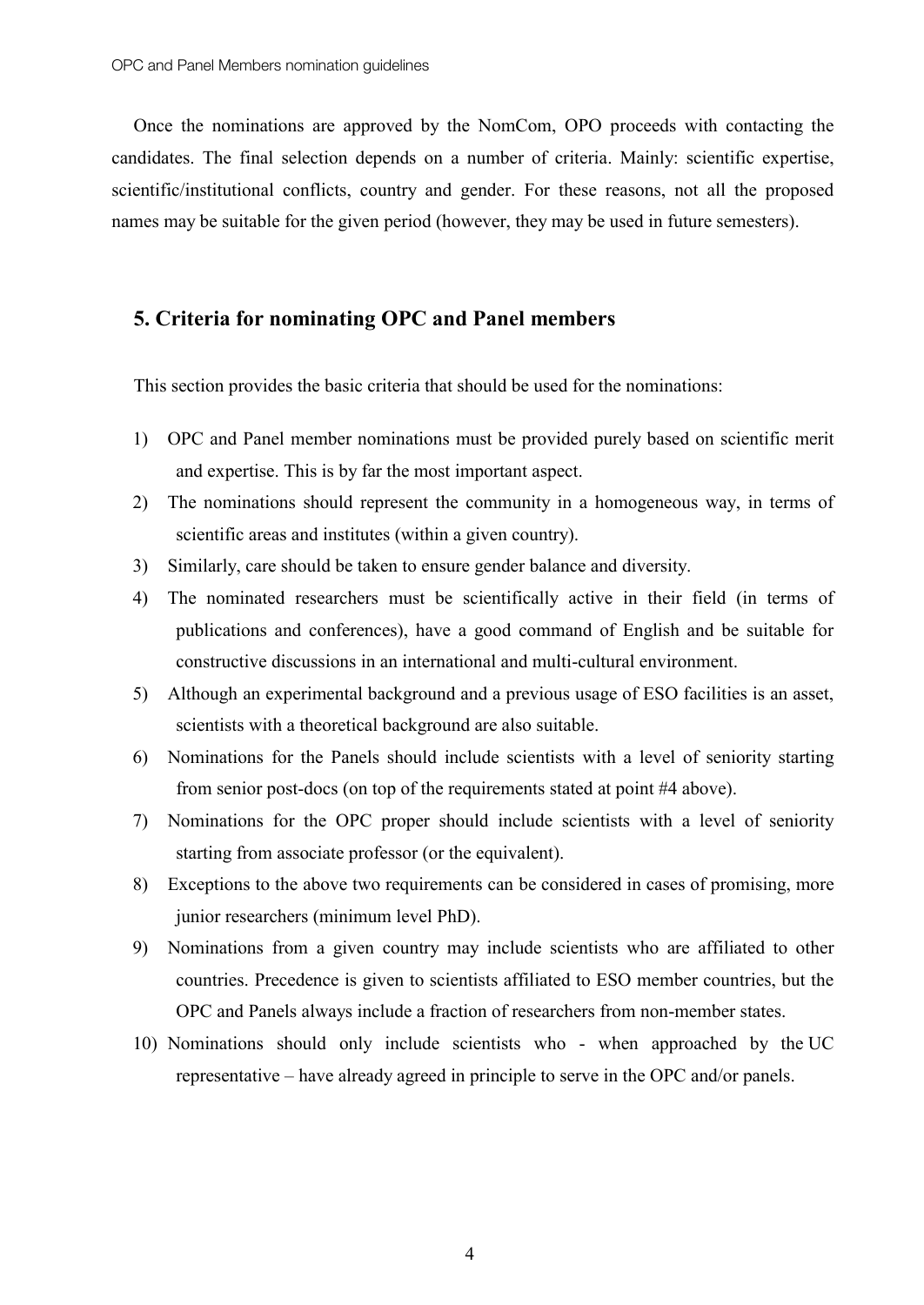Once the nominations are approved by the NomCom, OPO proceeds with contacting the candidates. The final selection depends on a number of criteria. Mainly: scientific expertise, scientific/institutional conflicts, country and gender. For these reasons, not all the proposed names may be suitable for the given period (however, they may be used in future semesters).

## 5. Criteria for nominating OPC and Panel members

This section provides the basic criteria that should be used for the nominations:

1) OPC and Panel member nominations must be provided purely based on scientific merit and expertise. This is by far the most important aspect.
2) The nominations should represent the community in a homogeneous way, in terms of scientific areas and institutes (within a given country).
3) Similarly, care should be taken to ensure gender balance and diversity.
4) The nominated researchers must be scientifically active in their field (in terms of publications and conferences), have a good command of English and be suitable for constructive discussions in an international and multi-cultural environment.
5) Although an experimental background and a previous usage of ESO facilities is an asset, scientists with a theoretical background are also suitable.
6) Nominations for the Panels should include scientists with a level of seniority starting from senior post-docs (on top of the requirements stated at point #4 above).
7) Nominations for the OPC proper should include scientists with a level of seniority starting from associate professor (or the equivalent).
8) Exceptions to the above two requirements can be considered in cases of promising, more junior researchers (minimum level PhD).
9) Nominations from a given country may include scientists who are affiliated to other countries. Precedence is given to scientists affiliated to ESO member countries, but the OPC and Panels always include a fraction of researchers from non-member states.
10) Nominations should only include scientists who - when approached by the UC representative – have already agreed in principle to serve in the OPC and/or panels.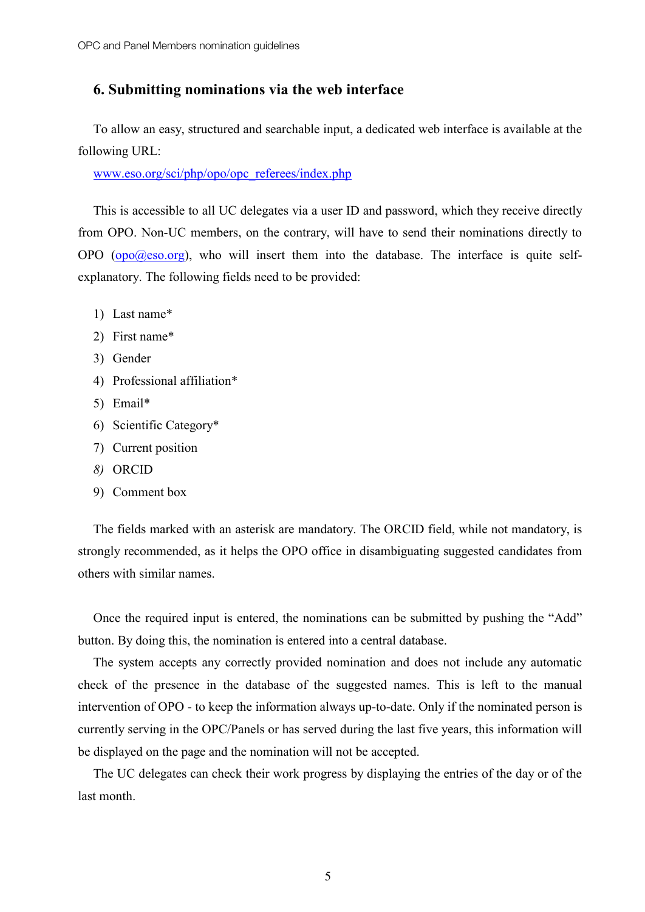## 6. Submitting nominations via the web interface

To allow an easy, structured and searchable input, a dedicated web interface is available at the following URL:

[www.eso.org/sci/php/opo/opc_referees/index.php](www.eso.org/sci/php/opo/opc_referees/index.php)

This is accessible to all UC delegates via a user ID and password, which they receive directly from OPO. Non-UC members, on the contrary, will have to send their nominations directly to OPO ([opo@eso.org](mailto:opo@eso.org)), who will insert them into the database. The interface is quite self-explanatory. The following fields need to be provided:

1) Last name*
2) First name*
3) Gender
4) Professional affiliation*
5) Email*
6) Scientific Category*
7) Current position
8) ORCID
9) Comment box

The fields marked with an asterisk are mandatory. The ORCID field, while not mandatory, is strongly recommended, as it helps the OPO office in disambiguating suggested candidates from others with similar names.

Once the required input is entered, the nominations can be submitted by pushing the “Add” button. By doing this, the nomination is entered into a central database.

The system accepts any correctly provided nomination and does not include any automatic check of the presence in the database of the suggested names. This is left to the manual intervention of OPO - to keep the information always up-to-date. Only if the nominated person is currently serving in the OPC/Panels or has served during the last five years, this information will be displayed on the page and the nomination will not be accepted.

The UC delegates can check their work progress by displaying the entries of the day or of the last month.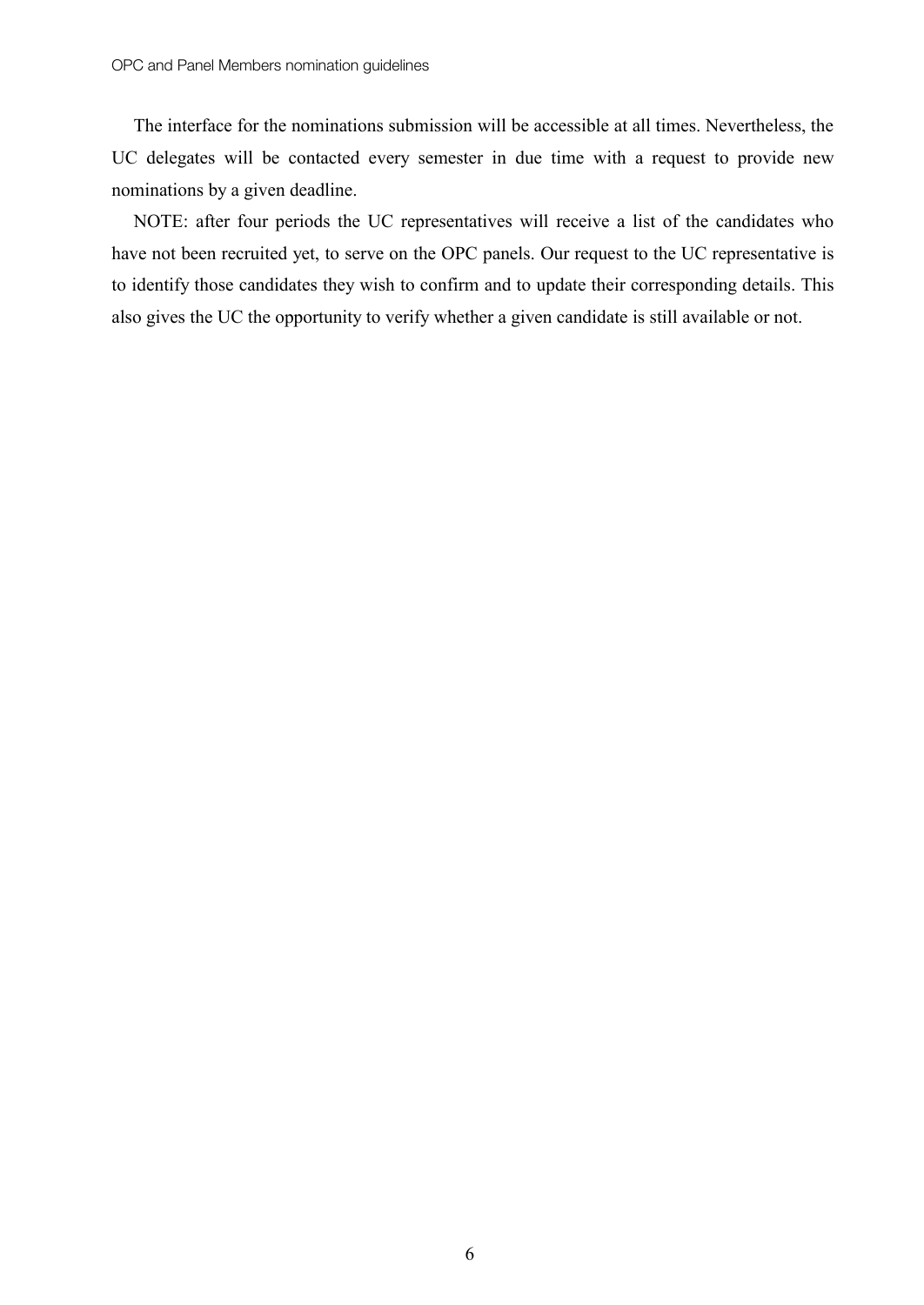The interface for the nominations submission will be accessible at all times. Nevertheless, the UC delegates will be contacted every semester in due time with a request to provide new nominations by a given deadline.

NOTE: after four periods the UC representatives will receive a list of the candidates who have not been recruited yet, to serve on the OPC panels. Our request to the UC representative is to identify those candidates they wish to confirm and to update their corresponding details. This also gives the UC the opportunity to verify whether a given candidate is still available or not.